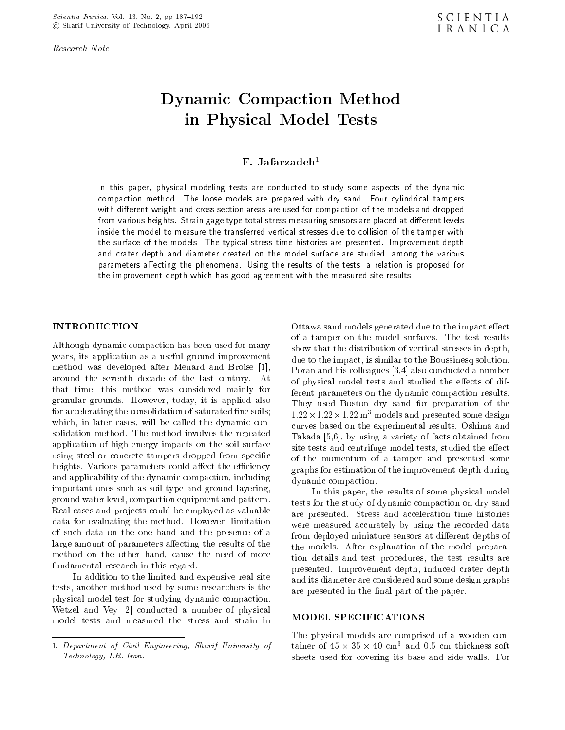Research Note

# Dynamic Compaction Method in Physical Model Tests

**F. Jafarzadeh**[1]

In this paper, physical modeling tests are conducted to study some aspects of the dynamic compaction method. The loose models are prepared with dry sand. Four cylindrical tampers with different weight and cross section areas are used for compaction of the models and dropped from various heights. Strain gage type total stress measuring sensors are placed at different levels inside the model to measure the transferred vertical stresses due to collision of the tamper with the surface of the models. The typical stress time histories are presented. Improvement depth and crater depth and diameter created on the model surface are studied, among the various parameters affecting the phenomena. Using the results of the tests, a relation is proposed for the improvement depth which has good agreement with the measured site results.

## INTRODUCTION

Although dynamic compaction has been used for many years, its application as a useful ground improvement method was developed after Menard and Broise [1], around the seventh decade of the last century. At that time, this method was considered mainly for granular grounds. However, today, it is applied also for accelerating the consolidation of saturated fine soils; which, in later cases, will be called the dynamic consolidation method. The method involves the repeated application of high energy impacts on the soil surface using steel or concrete tampers dropped from specific heights. Various parameters could affect the efficiency and applicability of the dynamic compaction, including important ones such as soil type and ground layering, ground water level, compaction equipment and pattern. Real cases and projects could be employed as valuable data for evaluating the method. However, limitation of such data on the one hand and the presence of a large amount of parameters affecting the results of the method on the other hand, cause the need of more fundamental research in this regard.

In addition to the limited and expensive real site tests, another method used by some researchers is the physical model test for studying dynamic compaction. Wetzel and Vey [2] conducted a number of physical model tests and measured the stress and strain in Ottawa sand models generated due to the impact effect of a tamper on the model surfaces. The test results show that the distribution of vertical stresses in depth, due to the impact, is similar to the Boussinesq solution. Poran and his colleagues [3,4] also conducted a number of physical model tests and studied the effects of different parameters on the dynamic compaction results. They used Boston dry sand for preparation of the $1.22 \times 1.22 \times 1.22$ m$^3$ models and presented some design curves based on the experimental results. Oshima and Takada [5,6], by using a variety of facts obtained from site tests and centrifuge model tests, studied the effect of the momentum of a tamper and presented some graphs for estimation of the improvement depth during dynamic compaction.

In this paper, the results of some physical model tests for the study of dynamic compaction on dry sand are presented. Stress and acceleration time histories were measured accurately by using the recorded data from deployed miniature sensors at different depths of the models. After explanation of the model preparation details and test procedures, the test results are presented. Improvement depth, induced crater depth and its diameter are considered and some design graphs are presented in the final part of the paper.

## MODEL SPECIFICATIONS

The physical models are comprised of a wooden container of $45 \times 35 \times 40$ cm$^3$ and 0.5 cm thickness soft sheets used for covering its base and side walls. For

---

1. *Department of Civil Engineering, Sharif University of Technology, I.R. Iran.*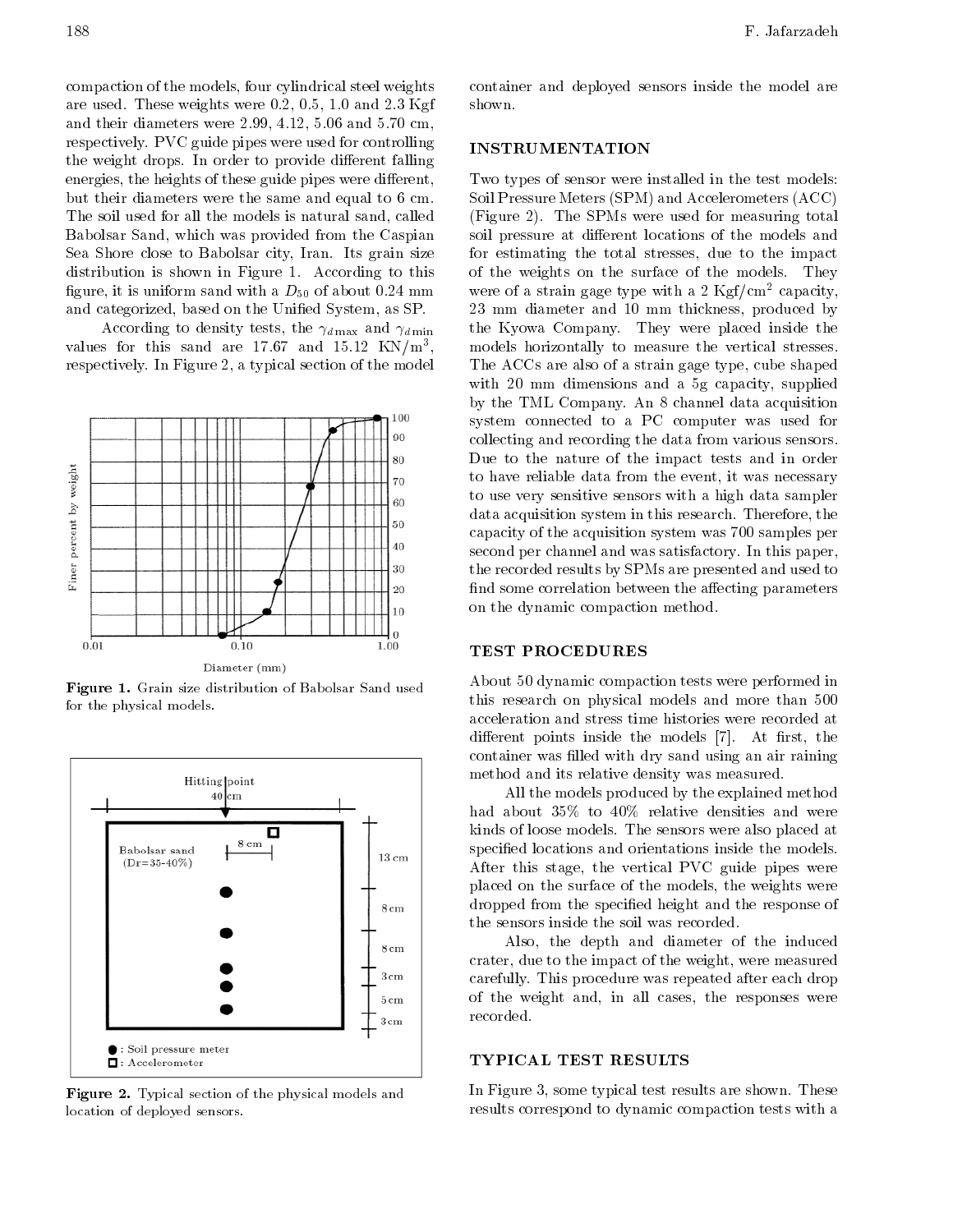compaction of the models, four cylindrical steel weights are used. These weights were 0.2, 0.5, 1.0 and 2.3 Kgf and their diameters were 2.99, 4.12, 5.06 and 5.70 cm, respectively. PVC guide pipes were used for controlling the weight drops. In order to provide different falling energies, the heights of these guide pipes were different, but their diameters were the same and equal to 6 cm. The soil used for all the models is natural sand, called Babolsar Sand, which was provided from the Caspian Sea Shore close to Babolsar city, Iran. Its grain size distribution is shown in Figure 1. According to this figure, it is uniform sand with a $D_{50}$ of about 0.24 mm and categorized, based on the Unified System, as SP.

According to density tests, the $\gamma_{d\max}$ and $\gamma_{d\min}$ values for this sand are 17.67 and 15.12 KN/m$^3$, respectively. In Figure 2, a typical section of the model container and deployed sensors inside the model are shown.

**Figure 1.** Grain size distribution of Babolsar Sand used for the physical models.

**Figure 2.** Typical section of the physical models and location of deployed sensors.

## INSTRUMENTATION

Two types of sensor were installed in the test models: Soil Pressure Meters (SPM) and Accelerometers (ACC) (Figure 2). The SPMs were used for measuring total soil pressure at different locations of the models and for estimating the total stresses, due to the impact of the weights on the surface of the models. They were of a strain gage type with a 2 Kgf/cm$^2$ capacity, 23 mm diameter and 10 mm thickness, produced by the Kyowa Company. They were placed inside the models horizontally to measure the vertical stresses. The ACCs are also of a strain gage type, cube shaped with 20 mm dimensions and a 5g capacity, supplied by the TML Company. An 8 channel data acquisition system connected to a PC computer was used for collecting and recording the data from various sensors. Due to the nature of the impact tests and in order to have reliable data from the event, it was necessary to use very sensitive sensors with a high data sampler data acquisition system in this research. Therefore, the capacity of the acquisition system was 700 samples per second per channel and was satisfactory. In this paper, the recorded results by SPMs are presented and used to find some correlation between the affecting parameters on the dynamic compaction method.

## TEST PROCEDURES

About 50 dynamic compaction tests were performed in this research on physical models and more than 500 acceleration and stress time histories were recorded at different points inside the models [7]. At first, the container was filled with dry sand using an air raining method and its relative density was measured.

All the models produced by the explained method had about 35% to 40% relative densities and were kinds of loose models. The sensors were also placed at specified locations and orientations inside the models. After this stage, the vertical PVC guide pipes were placed on the surface of the models, the weights were dropped from the specified height and the response of the sensors inside the soil was recorded.

Also, the depth and diameter of the induced crater, due to the impact of the weight, were measured carefully. This procedure was repeated after each drop of the weight and, in all cases, the responses were recorded.

## TYPICAL TEST RESULTS

In Figure 3, some typical test results are shown. These results correspond to dynamic compaction tests with a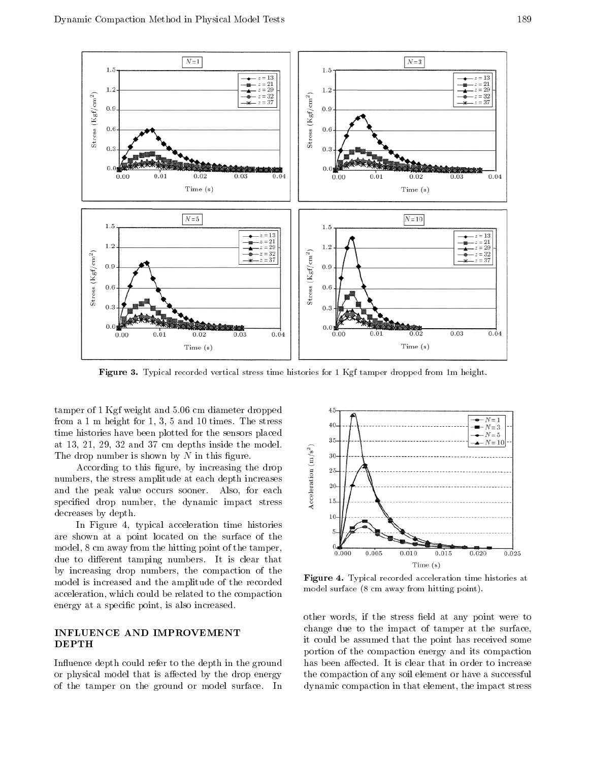Figure 3. Typical recorded vertical stress time histories for 1 Kgf tamper dropped from 1m height.

tamper of 1 Kgf weight and 5.06 cm diameter dropped from a 1 m height for 1, 3, 5 and 10 times. The stress time histories have been plotted for the sensors placed at 13, 21, 29, 32 and 37 cm depths inside the model. The drop number is shown by $N$ in this figure.

According to this figure, by increasing the drop numbers, the stress amplitude at each depth increases and the peak value occurs sooner. Also, for each specified drop number, the dynamic impact stress decreases by depth.

In Figure 4, typical acceleration time histories are shown at a point located on the surface of the model, 8 cm away from the hitting point of the tamper, due to different tamping numbers. It is clear that by increasing drop numbers, the compaction of the model is increased and the amplitude of the recorded acceleration, which could be related to the compaction energy at a specific point, is also increased.

Figure 4. Typical recorded acceleration time histories at model surface (8 cm away from hitting point).

## INFLUENCE AND IMPROVEMENT DEPTH

Influence depth could refer to the depth in the ground or physical model that is affected by the drop energy of the tamper on the ground or model surface. In other words, if the stress field at any point were to change due to the impact of tamper at the surface, it could be assumed that the point has received some portion of the compaction energy and its compaction has been affected. It is clear that in order to increase the compaction of any soil element or have a successful dynamic compaction in that element, the impact stress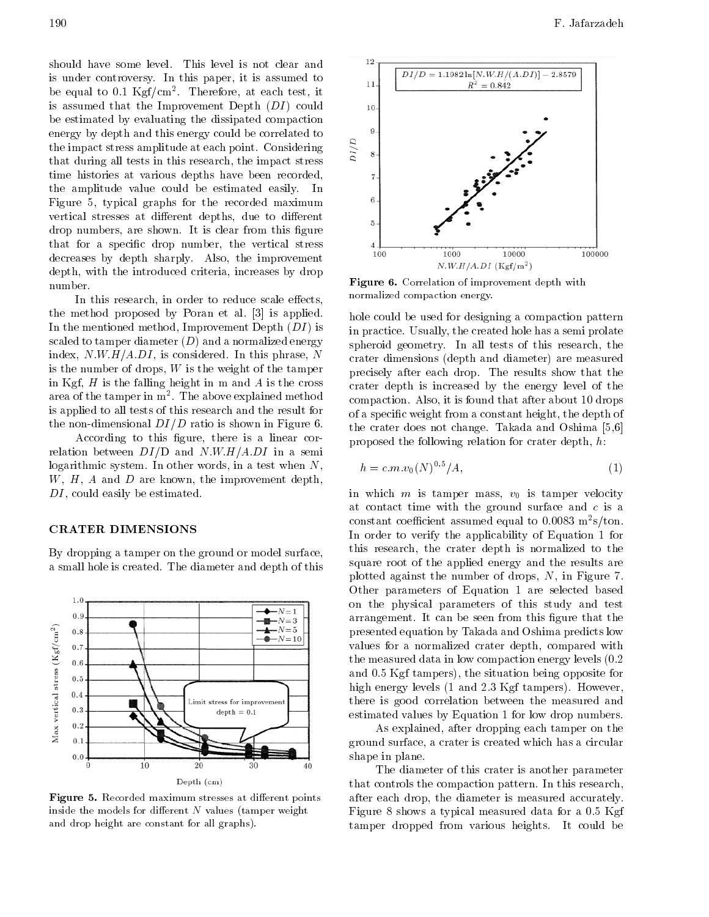should have some level. This level is not clear and is under controversy. In this paper, it is assumed to be equal to 0.1 Kgf/cm$^2$. Therefore, at each test, it is assumed that the Improvement Depth ($DI$) could be estimated by evaluating the dissipated compaction energy by depth and this energy could be correlated to the impact stress amplitude at each point. Considering that during all tests in this research, the impact stress time histories at various depths have been recorded, the amplitude value could be estimated easily. In Figure 5, typical graphs for the recorded maximum vertical stresses at different depths, due to different drop numbers, are shown. It is clear from this figure that for a specific drop number, the vertical stress decreases by depth sharply. Also, the improvement depth, with the introduced criteria, increases by drop number.

In this research, in order to reduce scale effects, the method proposed by Poran et al. [3] is applied. In the mentioned method, Improvement Depth ($DI$) is scaled to tamper diameter ($D$) and a normalized energy index, $N.W.H/A.DI$, is considered. In this phrase, $N$ is the number of drops, $W$ is the weight of the tamper in Kgf, $H$ is the falling height in m and $A$ is the cross area of the tamper in m$^2$. The above explained method is applied to all tests of this research and the result for the non-dimensional $DI/D$ ratio is shown in Figure 6.

According to this figure, there is a linear correlation between $DI$/D and $N.W.H/A.DI$ in a semi logarithmic system. In other words, in a test when $N$, $W$, $H$, $A$ and $D$ are known, the improvement depth, $DI$, could easily be estimated.

## CRATER DIMENSIONS

By dropping a tamper on the ground or model surface, a small hole is created. The diameter and depth of this hole could be used for designing a compaction pattern in practice. Usually, the created hole has a semi prolate spheroid geometry. In all tests of this research, the crater dimensions (depth and diameter) are measured precisely after each drop. The results show that the crater depth is increased by the energy level of the compaction. Also, it is found that after about 10 drops of a specific weight from a constant height, the depth of the crater does not change. Takada and Oshima [5,6] proposed the following relation for crater depth, $h$:

$$h = c.m.v_0(N)^{0.5}/A, \tag{1}$$

in which $m$ is tamper mass, $v_0$ is tamper velocity at contact time with the ground surface and $c$ is a constant coefficient assumed equal to 0.0083 m$^2$s/ton. In order to verify the applicability of Equation 1 for this research, the crater depth is normalized to the square root of the applied energy and the results are plotted against the number of drops, $N$, in Figure 7. Other parameters of Equation 1 are selected based on the physical parameters of this study and test arrangement. It can be seen from this figure that the presented equation by Takada and Oshima predicts low values for a normalized crater depth, compared with the measured data in low compaction energy levels (0.2 and 0.5 Kgf tampers), the situation being opposite for high energy levels (1 and 2.3 Kgf tampers). However, there is good correlation between the measured and estimated values by Equation 1 for low drop numbers.

As explained, after dropping each tamper on the ground surface, a crater is created which has a circular shape in plane.

The diameter of this crater is another parameter that controls the compaction pattern. In this research, after each drop, the diameter is measured accurately. Figure 8 shows a typical measured data for a 0.5 Kgf tamper dropped from various heights. It could be

**Figure 5.** Recorded maximum stresses at different points inside the models for different $N$ values (tamper weight and drop height are constant for all graphs).

**Figure 6.** Correlation of improvement depth with normalized compaction energy.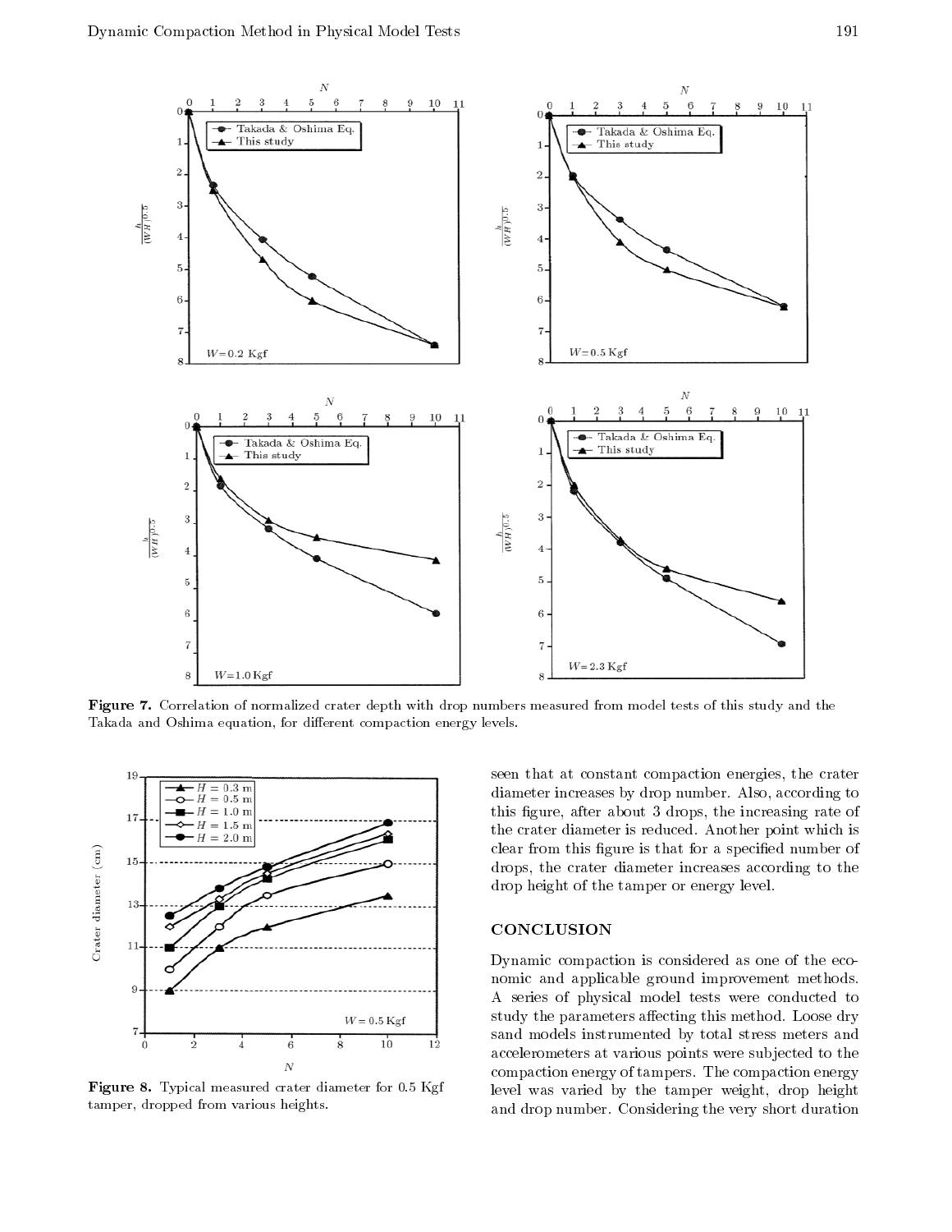Figure 7. Correlation of normalized crater depth with drop numbers measured from model tests of this study and the Takada and Oshima equation, for different compaction energy levels.

Figure 8. Typical measured crater diameter for 0.5 Kgf tamper, dropped from various heights.

seen that at constant compaction energies, the crater diameter increases by drop number. Also, according to this figure, after about 3 drops, the increasing rate of the crater diameter is reduced. Another point which is clear from this figure is that for a specified number of drops, the crater diameter increases according to the drop height of the tamper or energy level.

## CONCLUSION

Dynamic compaction is considered as one of the economic and applicable ground improvement methods. A series of physical model tests were conducted to study the parameters affecting this method. Loose dry sand models instrumented by total stress meters and accelerometers at various points were subjected to the compaction energy of tampers. The compaction energy level was varied by the tamper weight, drop height and drop number. Considering the very short duration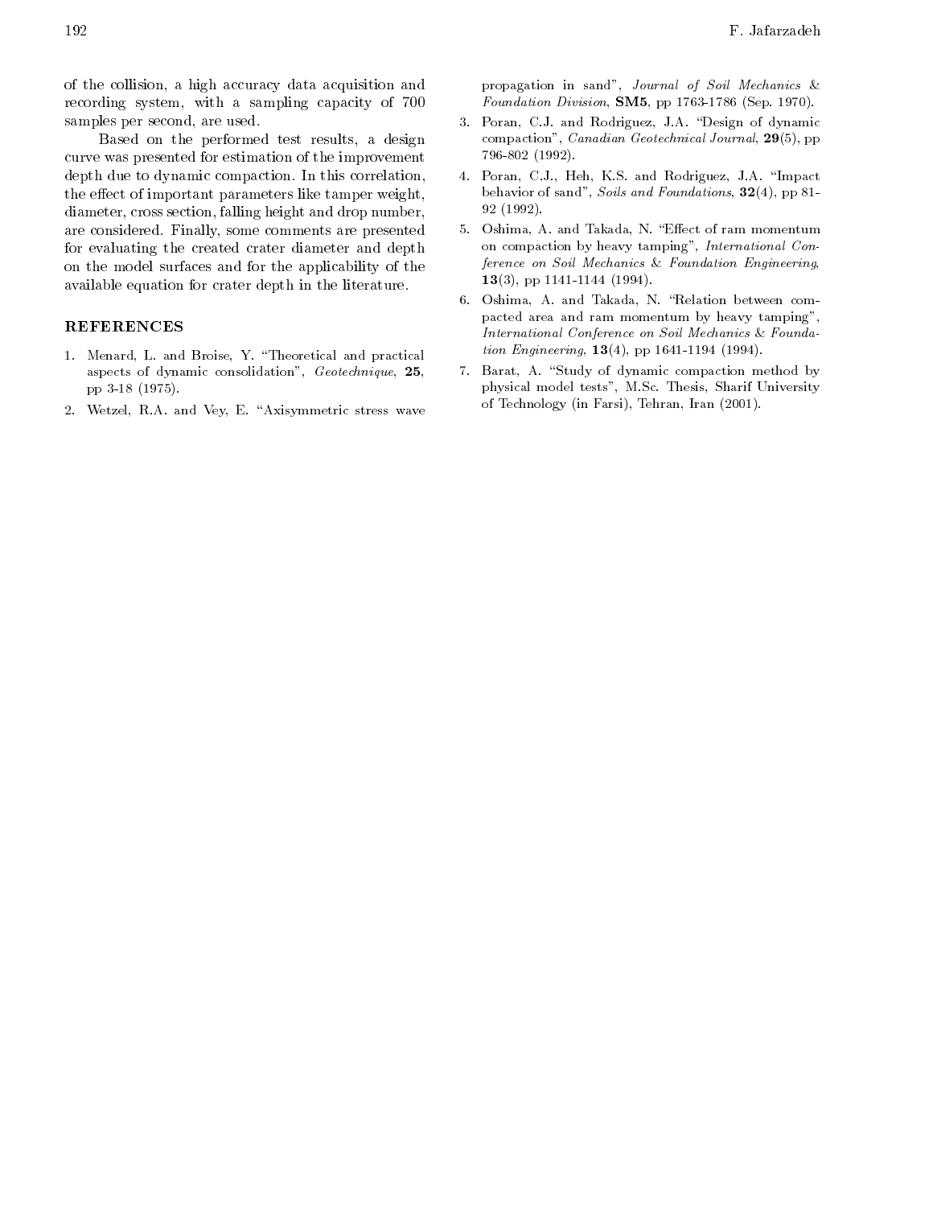of the collision, a high accuracy data acquisition and recording system, with a sampling capacity of 700 samples per second, are used.

Based on the performed test results, a design curve was presented for estimation of the improvement depth due to dynamic compaction. In this correlation, the effect of important parameters like tamper weight, diameter, cross section, falling height and drop number, are considered. Finally, some comments are presented for evaluating the created crater diameter and depth on the model surfaces and for the applicability of the available equation for crater depth in the literature.

## REFERENCES

1. Menard, L. and Broise, Y. "Theoretical and practical aspects of dynamic consolidation", *Geotechnique*, **25**, pp 3-18 (1975).
2. Wetzel, R.A. and Vey, E. "Axisymmetric stress wave propagation in sand", *Journal of Soil Mechanics & Foundation Division*, **SM5**, pp 1763-1786 (Sep. 1970).
3. Poran, C.J. and Rodriguez, J.A. "Design of dynamic compaction", *Canadian Geotechnical Journal*, **29**(5), pp 796-802 (1992).
4. Poran, C.J., Heh, K.S. and Rodriguez, J.A. "Impact behavior of sand", *Soils and Foundations*, **32**(4), pp 81-92 (1992).
5. Oshima, A. and Takada, N. "Effect of ram momentum on compaction by heavy tamping", *International Conference on Soil Mechanics & Foundation Engineering*, **13**(3), pp 1141-1144 (1994).
6. Oshima, A. and Takada, N. "Relation between compacted area and ram momentum by heavy tamping", *International Conference on Soil Mechanics & Foundation Engineering*, **13**(4), pp 1641-1194 (1994).
7. Barat, A. "Study of dynamic compaction method by physical model tests", M.Sc. Thesis, Sharif University of Technology (in Farsi), Tehran, Iran (2001).